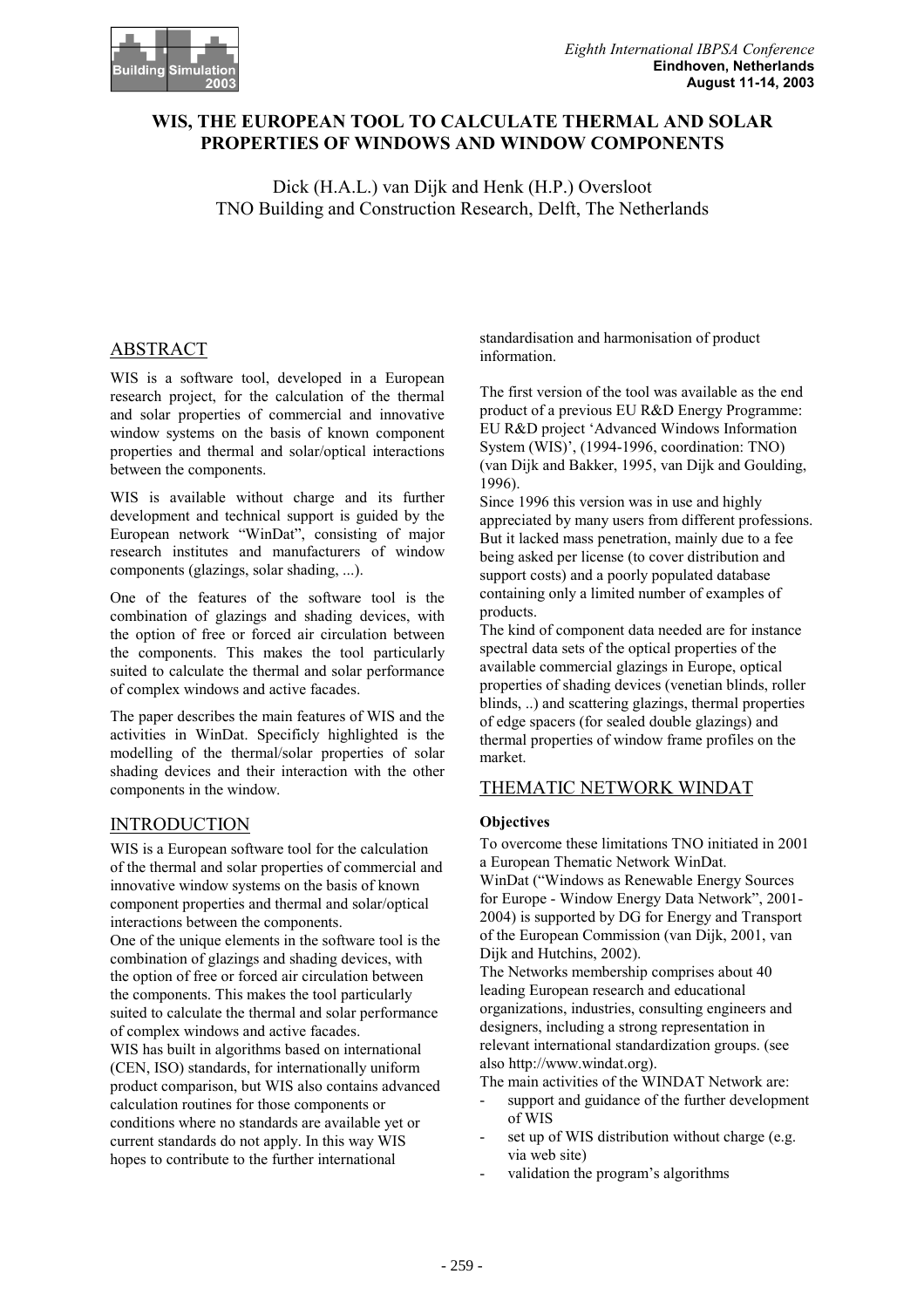# WIS, THE EUROPEAN TOOL TO CALCULATE THERMAL AND SOLAR PROPERTIES OF WINDOWS AND WINDOW COMPONENTS

Dick (H.A.L.) van Dijk and Henk (H.P.) Oversloot
TNO Building and Construction Research, Delft, The Netherlands

## ABSTRACT

WIS is a software tool, developed in a European research project, for the calculation of the thermal and solar properties of commercial and innovative window systems on the basis of known component properties and thermal and solar/optical interactions between the components.

WIS is available without charge and its further development and technical support is guided by the European network "WinDat", consisting of major research institutes and manufacturers of window components (glazings, solar shading, ...).

One of the features of the software tool is the combination of glazings and shading devices, with the option of free or forced air circulation between the components. This makes the tool particularly suited to calculate the thermal and solar performance of complex windows and active facades.

The paper describes the main features of WIS and the activities in WinDat. Specificly highlighted is the modelling of the thermal/solar properties of solar shading devices and their interaction with the other components in the window.

## INTRODUCTION

WIS is a European software tool for the calculation of the thermal and solar properties of commercial and innovative window systems on the basis of known component properties and thermal and solar/optical interactions between the components.

One of the unique elements in the software tool is the combination of glazings and shading devices, with the option of free or forced air circulation between the components. This makes the tool particularly suited to calculate the thermal and solar performance of complex windows and active facades.

WIS has built in algorithms based on international (CEN, ISO) standards, for internationally uniform product comparison, but WIS also contains advanced calculation routines for those components or conditions where no standards are available yet or current standards do not apply. In this way WIS hopes to contribute to the further international standardisation and harmonisation of product information.

The first version of the tool was available as the end product of a previous EU R&D Energy Programme: EU R&D project 'Advanced Windows Information System (WIS)', (1994-1996, coordination: TNO) (van Dijk and Bakker, 1995, van Dijk and Goulding, 1996).

Since 1996 this version was in use and highly appreciated by many users from different professions. But it lacked mass penetration, mainly due to a fee being asked per license (to cover distribution and support costs) and a poorly populated database containing only a limited number of examples of products.

The kind of component data needed are for instance spectral data sets of the optical properties of the available commercial glazings in Europe, optical properties of shading devices (venetian blinds, roller blinds, ..) and scattering glazings, thermal properties of edge spacers (for sealed double glazings) and thermal properties of window frame profiles on the market.

## THEMATIC NETWORK WINDAT

### Objectives

To overcome these limitations TNO initiated in 2001 a European Thematic Network WinDat.

WinDat ("Windows as Renewable Energy Sources for Europe - Window Energy Data Network", 2001-2004) is supported by DG for Energy and Transport of the European Commission (van Dijk, 2001, van Dijk and Hutchins, 2002).

The Networks membership comprises about 40 leading European research and educational organizations, industries, consulting engineers and designers, including a strong representation in relevant international standardization groups. (see also http://www.windat.org).

The main activities of the WINDAT Network are:

- support and guidance of the further development of WIS
- set up of WIS distribution without charge (e.g. via web site)
- validation the program's algorithms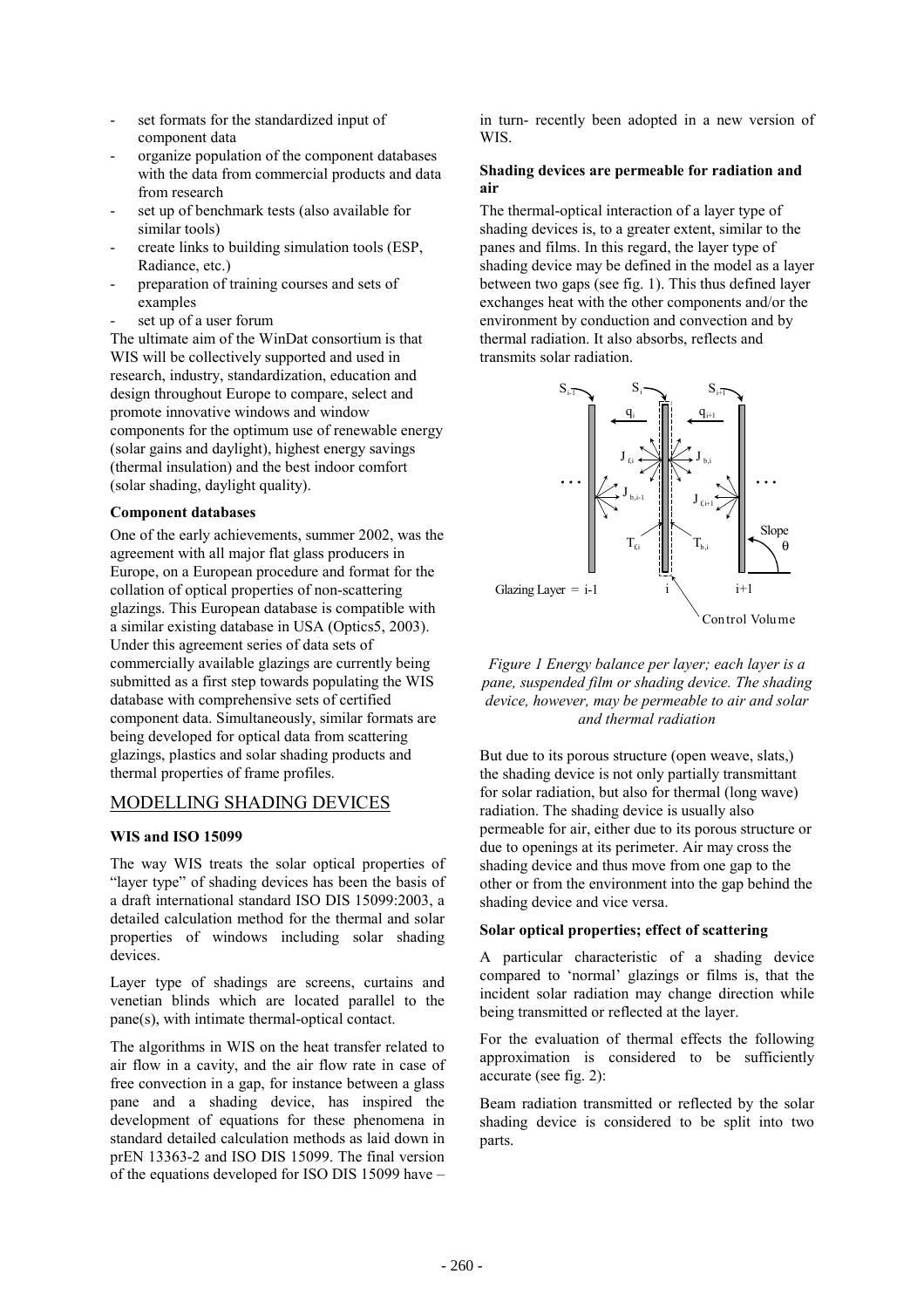- set formats for the standardized input of component data
- organize population of the component databases with the data from commercial products and data from research
- set up of benchmark tests (also available for similar tools)
- create links to building simulation tools (ESP, Radiance, etc.)
- preparation of training courses and sets of examples
- set up of a user forum

The ultimate aim of the WinDat consortium is that WIS will be collectively supported and used in research, industry, standardization, education and design throughout Europe to compare, select and promote innovative windows and window components for the optimum use of renewable energy (solar gains and daylight), highest energy savings (thermal insulation) and the best indoor comfort (solar shading, daylight quality).

**Component databases**

One of the early achievements, summer 2002, was the agreement with all major flat glass producers in Europe, on a European procedure and format for the collation of optical properties of non-scattering glazings. This European database is compatible with a similar existing database in USA (Optics5, 2003). Under this agreement series of data sets of commercially available glazings are currently being submitted as a first step towards populating the WIS database with comprehensive sets of certified component data. Simultaneously, similar formats are being developed for optical data from scattering glazings, plastics and solar shading products and thermal properties of frame profiles.

## MODELLING SHADING DEVICES

**WIS and ISO 15099**

The way WIS treats the solar optical properties of "layer type" of shading devices has been the basis of a draft international standard ISO DIS 15099:2003, a detailed calculation method for the thermal and solar properties of windows including solar shading devices.

Layer type of shadings are screens, curtains and venetian blinds which are located parallel to the pane(s), with intimate thermal-optical contact.

The algorithms in WIS on the heat transfer related to air flow in a cavity, and the air flow rate in case of free convection in a gap, for instance between a glass pane and a shading device, has inspired the development of equations for these phenomena in standard detailed calculation methods as laid down in prEN 13363-2 and ISO DIS 15099. The final version of the equations developed for ISO DIS 15099 have – in turn- recently been adopted in a new version of WIS.

**Shading devices are permeable for radiation and air**

The thermal-optical interaction of a layer type of shading devices is, to a greater extent, similar to the panes and films. In this regard, the layer type of shading device may be defined in the model as a layer between two gaps (see fig. 1). This thus defined layer exchanges heat with the other components and/or the environment by conduction and convection and by thermal radiation. It also absorbs, reflects and transmits solar radiation.

*Figure 1 Energy balance per layer; each layer is a pane, suspended film or shading device. The shading device, however, may be permeable to air and solar and thermal radiation*

But due to its porous structure (open weave, slats,) the shading device is not only partially transmittant for solar radiation, but also for thermal (long wave) radiation. The shading device is usually also permeable for air, either due to its porous structure or due to openings at its perimeter. Air may cross the shading device and thus move from one gap to the other or from the environment into the gap behind the shading device and vice versa.

**Solar optical properties; effect of scattering**

A particular characteristic of a shading device compared to 'normal' glazings or films is, that the incident solar radiation may change direction while being transmitted or reflected at the layer.

For the evaluation of thermal effects the following approximation is considered to be sufficiently accurate (see fig. 2):

Beam radiation transmitted or reflected by the solar shading device is considered to be split into two parts.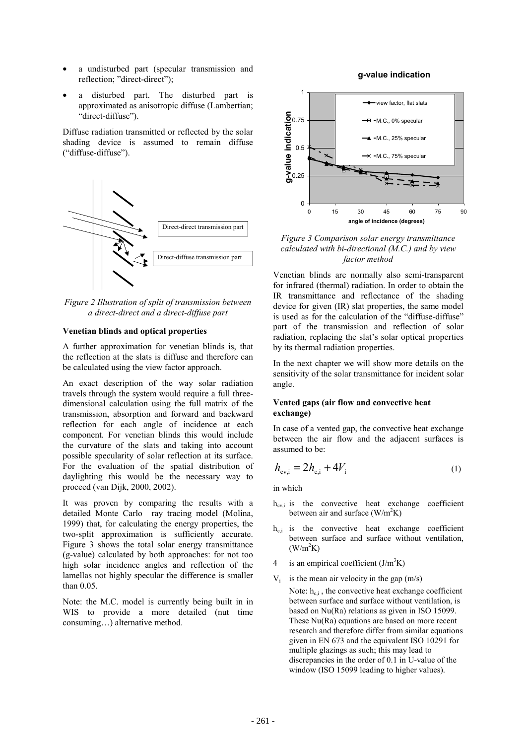- a undisturbed part (specular transmission and reflection; "direct-direct");
- a disturbed part. The disturbed part is approximated as anisotropic diffuse (Lambertian; "direct-diffuse").

Diffuse radiation transmitted or reflected by the solar shading device is assumed to remain diffuse ("diffuse-diffuse").

*Figure 2 Illustration of split of transmission between a direct-direct and a direct-diffuse part*

**Venetian blinds and optical properties**

A further approximation for venetian blinds is, that the reflection at the slats is diffuse and therefore can be calculated using the view factor approach.

An exact description of the way solar radiation travels through the system would require a full three-dimensional calculation using the full matrix of the transmission, absorption and forward and backward reflection for each angle of incidence at each component. For venetian blinds this would include the curvature of the slats and taking into account possible specularity of solar reflection at its surface. For the evaluation of the spatial distribution of daylighting this would be the necessary way to proceed (van Dijk, 2000, 2002).

It was proven by comparing the results with a detailed Monte Carlo ray tracing model (Molina, 1999) that, for calculating the energy properties, the two-split approximation is sufficiently accurate. Figure 3 shows the total solar energy transmittance (g-value) calculated by both approaches: for not too high solar incidence angles and reflection of the lamellas not highly specular the difference is smaller than 0.05.

Note: the M.C. model is currently being built in in WIS to provide a more detailed (nut time consuming…) alternative method.

*Figure 3 Comparison solar energy transmittance calculated with bi-directional (M.C.) and by view factor method*

Venetian blinds are normally also semi-transparent for infrared (thermal) radiation. In order to obtain the IR transmittance and reflectance of the shading device for given (IR) slat properties, the same model is used as for the calculation of the "diffuse-diffuse" part of the transmission and reflection of solar radiation, replacing the slat's solar optical properties by its thermal radiation properties.

In the next chapter we will show more details on the sensitivity of the solar transmittance for incident solar angle.

**Vented gaps (air flow and convective heat exchange)**

In case of a vented gap, the convective heat exchange between the air flow and the adjacent surfaces is assumed to be:

$$h_{cv,i} = 2h_{c,i} + 4V_i \tag{1}$$

in which

- $h_{cv,i}$ is the convective heat exchange coefficient between air and surface (W/m$^2$K)
- $h_{c,i}$ is the convective heat exchange coefficient between surface and surface without ventilation, (W/m$^2$K)
- 4 is an empirical coefficient (J/m$^3$K)
- $V_i$ is the mean air velocity in the gap (m/s)

  Note: $h_{c,i}$ , the convective heat exchange coefficient between surface and surface without ventilation, is based on Nu(Ra) relations as given in ISO 15099. These Nu(Ra) equations are based on more recent research and therefore differ from similar equations given in EN 673 and the equivalent ISO 10291 for multiple glazings as such; this may lead to discrepancies in the order of 0.1 in U-value of the window (ISO 15099 leading to higher values).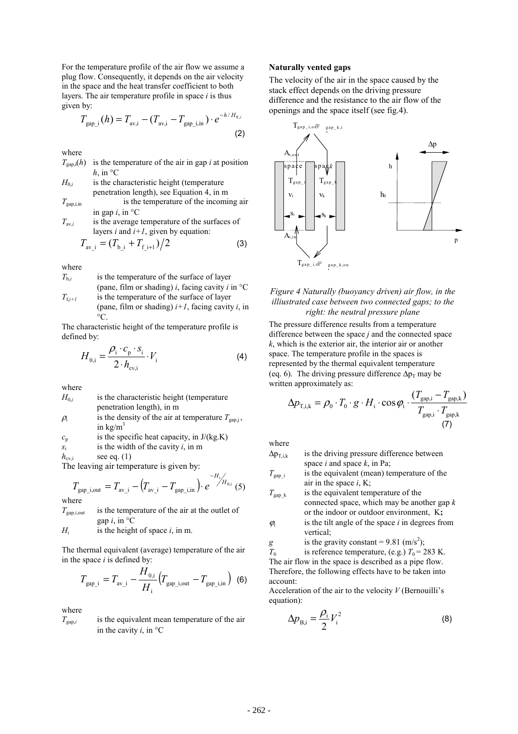For the temperature profile of the air flow we assume a plug flow. Consequently, it depends on the air velocity in the space and the heat transfer coefficient to both layers. The air temperature profile in space $i$ is thus given by:

$$T_{\text{gap\_i}}(h) = T_{\text{av,i}} - (T_{\text{av,i}} - T_{\text{gap\_i,in}}) \cdot e^{-h/H_{0,i}} \tag{2}$$

where

- $T_{\text{gap},i}(h)$ is the temperature of the air in gap $i$ at position $h$, in °C
- $H_{0,i}$ is the characteristic height (temperature penetration length), see Equation 4, in m
- $T_{\text{gap},i,\text{in}}$ is the temperature of the incoming air in gap $i$, in °C
- $T_{\text{av},i}$ is the average temperature of the surfaces of layers $i$ and $i+1$, given by equation:

$$T_{\text{av\_i}} = (T_{\text{b\_i}} + T_{\text{f\_i+1}})/2 \tag{3}$$

where

- $T_{\text{b},i}$ is the temperature of the surface of layer (pane, film or shading) $i$, facing cavity $i$ in °C
- $T_{\text{f},i+1}$ is the temperature of the surface of layer (pane, film or shading) $i+1$, facing cavity $i$, in °C.

The characteristic height of the temperature profile is defined by:

$$H_{0,\text{i}} = \frac{\rho_\text{i} \cdot c_\text{p} \cdot s_\text{i}}{2 \cdot h_{\text{cv,i}}} \cdot V_\text{i} \tag{4}$$

where

- $H_{0,i}$ is the characteristic height (temperature penetration length), in m
- $\rho_\text{i}$ is the density of the air at temperature $T_{\text{gap},j}$, in kg/m$^3$
- $c_\text{p}$ is the specific heat capacity, in J/(kg.K)
- $s_\text{i}$ is the width of the cavity $i$, in m
- $h_{\text{cv,i}}$ see eq. (1)

The leaving air temperature is given by:

$$T_{\text{gap\_i,out}} = T_{\text{av\_i}} - \left(T_{\text{av\_i}} - T_{\text{gap\_i,in}}\right) \cdot e^{-H_\text{i}/H_{0,\text{i}}} \tag{5}$$

where

- $T_{\text{gap},i,\text{out}}$ is the temperature of the air at the outlet of gap $i$, in °C
- $H_i$ is the height of space $i$, in m.

The thermal equivalent (average) temperature of the air in the space $i$ is defined by:

$$T_{\text{gap\_i}} = T_{\text{av\_i}} - \frac{H_{0,\text{i}}}{H_\text{i}}\left(T_{\text{gap\_i,out}} - T_{\text{gap\_i,in}}\right) \tag{6}$$

where

- $T_{\text{gap},i}$ is the equivalent mean temperature of the air in the cavity $i$, in °C

**Naturally vented gaps**

The velocity of the air in the space caused by the stack effect depends on the driving pressure difference and the resistance to the air flow of the openings and the space itself (see fig.4).

*Figure 4 Naturally (buoyancy driven) air flow, in the illiustrated case between two connected gaps; to the right: the neutral pressure plane*

The pressure difference results from a temperature difference between the space $j$ and the connected space $k$, which is the exterior air, the interior air or another space. The temperature profile in the spaces is represented by the thermal equivalent temperature (eq. 6). The driving pressure difference $\Delta p_T$ may be written approximately as:

$$\Delta p_{\text{T,i,k}} = \rho_0 \cdot T_0 \cdot g \cdot H_\text{i} \cdot \cos\varphi_\text{i} \cdot \frac{(T_{\text{gap,i}} - T_{\text{gap,k}})}{T_{\text{gap,i}} \cdot T_{\text{gap,k}}} \tag{7}$$

where

- $\Delta p_{\text{T,i,k}}$ is the driving pressure difference between space $i$ and space $k$, in Pa;
- $T_{\text{gap\_i}}$ is the equivalent (mean) temperature of the air in the space $i$, K;
- $T_{\text{gap\_k}}$ is the equivalent temperature of the connected space, which may be another gap $k$ or the indoor or outdoor environment, K**;**
- $\varphi_\text{i}$ is the tilt angle of the space $i$ in degrees from vertical;
- $g$ is the gravity constant = 9.81 (m/s$^2$);
- $T_0$ is reference temperature, (e.g.) $T_0$ = 283 K.

The air flow in the space is described as a pipe flow. Therefore, the following effects have to be taken into account:

Acceleration of the air to the velocity $V$ (Bernouilli's equation):

$$\Delta p_{\text{B,i}} = \frac{\rho_\text{i}}{2} V_\text{i}^2 \tag{8}$$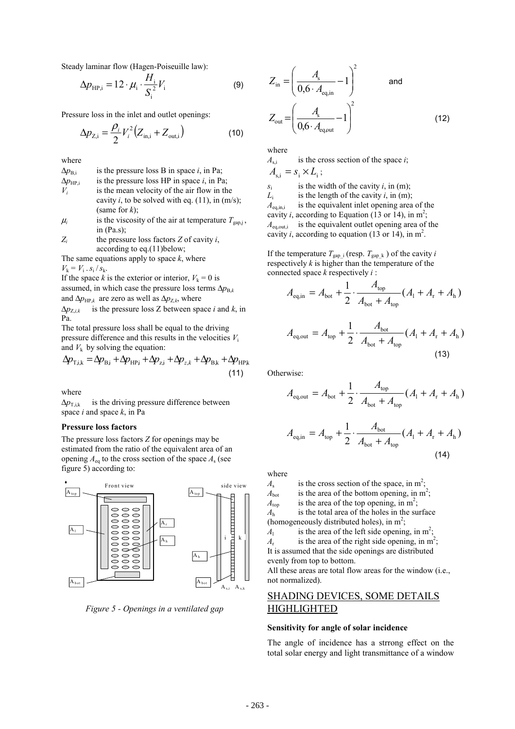Steady laminar flow (Hagen-Poiseuille law):

$$\Delta p_{\mathrm{HP,i}} = 12 \cdot \mu_{\mathrm{i}} \cdot \frac{H_{\mathrm{i}}}{S_{\mathrm{i}}^{2}} V_{\mathrm{i}} \qquad (9)$$

Pressure loss in the inlet and outlet openings:

$$\Delta p_{\mathrm{Z,i}} = \frac{\rho_i}{2} V_i^2 \left( Z_{\mathrm{in,i}} + Z_{\mathrm{out,i}} \right) \qquad (10)$$

where

$\Delta p_{\mathrm{B,i}}$ is the pressure loss B in space *i*, in Pa;

$\Delta p_{\mathrm{HP,i}}$ is the pressure loss HP in space *i*, in Pa;

$V_i$ is the mean velocity of the air flow in the cavity *i*, to be solved with eq. (11), in (m/s); (same for *k*);

$\mu_i$ is the viscosity of the air at temperature $T_{\mathrm{gap,i}}$, in (Pa.s);

$Z_i$ the pressure loss factors *Z* of cavity *i*, according to eq.(11)below;

The same equations apply to space *k*, where $V_{\mathrm{k}} = V_{\mathrm{i}} \, . \, s_{\mathrm{i}} / s_{\mathrm{k}}$.

If the space *k* is the exterior or interior, $V_{\mathrm{k}} = 0$ is assumed, in which case the pressure loss terms $\Delta p_{\mathrm{B},k}$ and $\Delta p_{\mathrm{HP},k}$ are zero as well as $\Delta p_{\mathrm{Z},k}$, where

$\Delta p_{\mathrm{Z},i,k}$ is the pressure loss Z between space *i* and *k*, in Pa.

The total pressure loss shall be equal to the driving pressure difference and this results in the velocities $V_{\mathrm{i}}$ and $V_{\mathrm{k}}$ by solving the equation:

$$\Delta p_{\mathrm{T,i,k}} = \Delta p_{\mathrm{B,i}} + \Delta p_{\mathrm{HP,i}} + \Delta p_{\mathrm{z,i}} + \Delta p_{z,k} + \Delta p_{\mathrm{B,k}} + \Delta p_{\mathrm{HP,k}} \qquad (11)$$

where

$\Delta p_{\mathrm{T,i,k}}$ is the driving pressure difference between space *i* and space *k*, in Pa

**Pressure loss factors**

The pressure loss factors *Z* for openings may be estimated from the ratio of the equivalent area of an opening $A_{\mathrm{eq}}$ to the cross section of the space $A_{\mathrm{s}}$ (see figure 5) according to:

*Figure 5 - Openings in a ventilated gap*

$$Z_{\mathrm{in}} = \left( \frac{A_{\mathrm{s}}}{0{,}6 \cdot A_{\mathrm{eq,in}}} - 1 \right)^2 \quad \text{and}$$

$$Z_{\mathrm{out}} = \left( \frac{A_{\mathrm{s}}}{0{,}6 \cdot A_{\mathrm{eq,out}}} - 1 \right)^2 \qquad (12)$$

where

$A_{\mathrm{s,i}}$ is the cross section of the space *i*;

$A_{\mathrm{s,i}} = s_{\mathrm{i}} \times L_{\mathrm{i}}$;

$s_{\mathrm{i}}$ is the width of the cavity *i*, in (m);

$L_{\mathrm{i}}$ is the length of the cavity *i*, in (m);

$A_{\mathrm{eq,in,i}}$ is the equivalent inlet opening area of the cavity *i*, according to Equation (13 or 14), in $\mathrm{m}^2$;

$A_{\mathrm{eq,out,i}}$ is the equivalent outlet opening area of the cavity *i*, according to equation (13 or 14), in $\mathrm{m}^2$.

If the temperature $T_{\mathrm{gap\_i}}$ (resp. $T_{\mathrm{gap\_k}}$) of the cavity *i* respectively *k* is higher than the temperature of the connected space *k* respectively *i* :

$$A_{\mathrm{eq,in}} = A_{\mathrm{bot}} + \frac{1}{2} \cdot \frac{A_{\mathrm{top}}}{A_{\mathrm{bot}} + A_{\mathrm{top}}} (A_{\mathrm{l}} + A_{\mathrm{r}} + A_{\mathrm{h}})$$

$$A_{\mathrm{eq,out}} = A_{\mathrm{top}} + \frac{1}{2} \cdot \frac{A_{\mathrm{bot}}}{A_{\mathrm{bot}} + A_{\mathrm{top}}} (A_{\mathrm{l}} + A_{\mathrm{r}} + A_{\mathrm{h}}) \qquad (13)$$

Otherwise:

$$A_{\mathrm{eq,out}} = A_{\mathrm{bot}} + \frac{1}{2} \cdot \frac{A_{\mathrm{top}}}{A_{\mathrm{bot}} + A_{\mathrm{top}}} (A_{\mathrm{l}} + A_{\mathrm{r}} + A_{\mathrm{h}})$$

$$A_{\mathrm{eq,in}} = A_{\mathrm{top}} + \frac{1}{2} \cdot \frac{A_{\mathrm{bot}}}{A_{\mathrm{bot}} + A_{\mathrm{top}}} (A_{\mathrm{l}} + A_{\mathrm{r}} + A_{\mathrm{h}}) \qquad (14)$$

where

$A_{\mathrm{s}}$ is the cross section of the space, in $\mathrm{m}^2$;

$A_{\mathrm{bot}}$ is the area of the bottom opening, in $\mathrm{m}^2$;

$A_{\mathrm{top}}$ is the area of the top opening, in $\mathrm{m}^2$;

$A_{\mathrm{h}}$ is the total area of the holes in the surface (homogeneously distributed holes), in $\mathrm{m}^2$;

$A_{\mathrm{l}}$ is the area of the left side opening, in $\mathrm{m}^2$;

$A_{\mathrm{r}}$ is the area of the right side opening, in $\mathrm{m}^2$;

It is assumed that the side openings are distributed evenly from top to bottom.

All these areas are total flow areas for the window (i.e., not normalized).

## SHADING DEVICES, SOME DETAILS HIGHLIGHTED

**Sensitivity for angle of solar incidence**

The angle of incidence has a strrong effect on the total solar energy and light transmittance of a window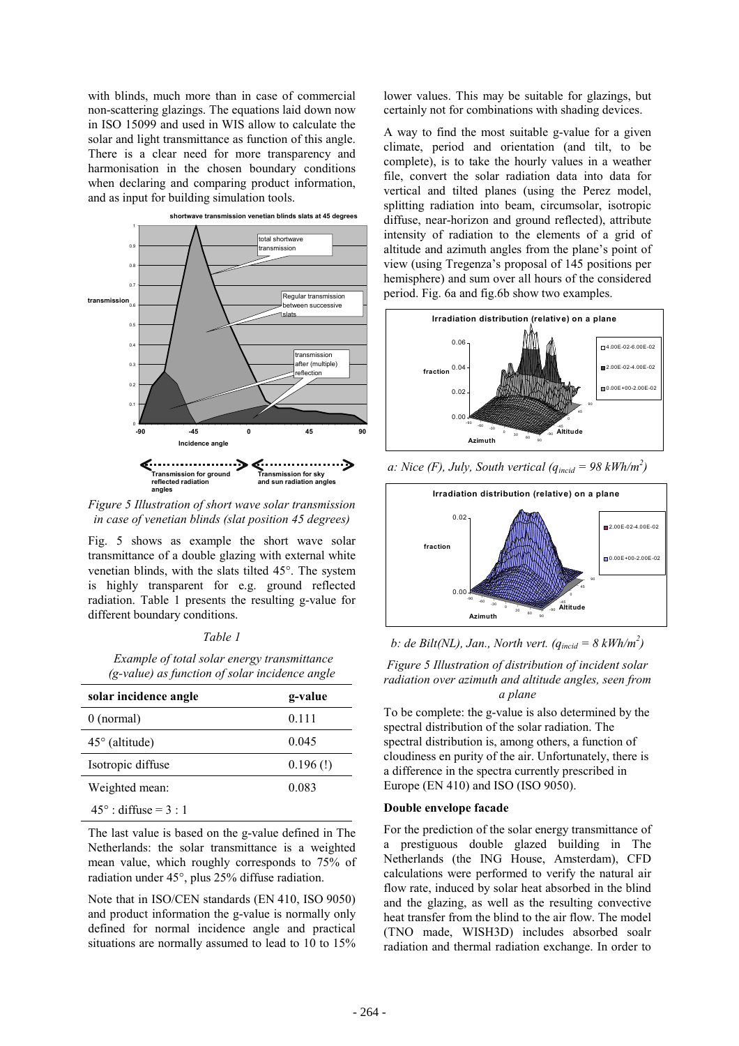with blinds, much more than in case of commercial non-scattering glazings. The equations laid down now in ISO 15099 and used in WIS allow to calculate the solar and light transmittance as function of this angle. There is a clear need for more transparency and harmonisation in the chosen boundary conditions when declaring and comparing product information, and as input for building simulation tools.

*Figure 5 Illustration of short wave solar transmission in case of venetian blinds (slat position 45 degrees)*

Fig. 5 shows as example the short wave solar transmittance of a double glazing with external white venetian blinds, with the slats tilted 45°. The system is highly transparent for e.g. ground reflected radiation. Table 1 presents the resulting g-value for different boundary conditions.

*Table 1*

*Example of total solar energy transmittance (g-value) as function of solar incidence angle*

| solar incidence angle | g-value |
|---|---|
| 0 (normal) | 0.111 |
| 45° (altitude) | 0.045 |
| Isotropic diffuse | 0.196 (!) |
| Weighted mean: | 0.083 |
| 45° : diffuse = 3 : 1 | |

The last value is based on the g-value defined in The Netherlands: the solar transmittance is a weighted mean value, which roughly corresponds to 75% of radiation under 45°, plus 25% diffuse radiation.

Note that in ISO/CEN standards (EN 410, ISO 9050) and product information the g-value is normally only defined for normal incidence angle and practical situations are normally assumed to lead to 10 to 15% lower values. This may be suitable for glazings, but certainly not for combinations with shading devices.

A way to find the most suitable g-value for a given climate, period and orientation (and tilt, to be complete), is to take the hourly values in a weather file, convert the solar radiation data into data for vertical and tilted planes (using the Perez model, splitting radiation into beam, circumsolar, isotropic diffuse, near-horizon and ground reflected), attribute intensity of radiation to the elements of a grid of altitude and azimuth angles from the plane's point of view (using Tregenza's proposal of 145 positions per hemisphere) and sum over all hours of the considered period. Fig. 6a and fig.6b show two examples.

*a: Nice (F), July, South vertical ($q_{incid}$ = 98 kWh/m$^2$)*

*b: de Bilt(NL), Jan., North vert. ($q_{incid}$ = 8 kWh/m$^2$)*

*Figure 5 Illustration of distribution of incident solar radiation over azimuth and altitude angles, seen from a plane*

To be complete: the g-value is also determined by the spectral distribution of the solar radiation. The spectral distribution is, among others, a function of cloudiness en purity of the air. Unfortunately, there is a difference in the spectra currently prescribed in Europe (EN 410) and ISO (ISO 9050).

**Double envelope facade**

For the prediction of the solar energy transmittance of a prestiguous double glazed building in The Netherlands (the ING House, Amsterdam), CFD calculations were performed to verify the natural air flow rate, induced by solar heat absorbed in the blind and the glazing, as well as the resulting convective heat transfer from the blind to the air flow. The model (TNO made, WISH3D) includes absorbed soalr radiation and thermal radiation exchange. In order to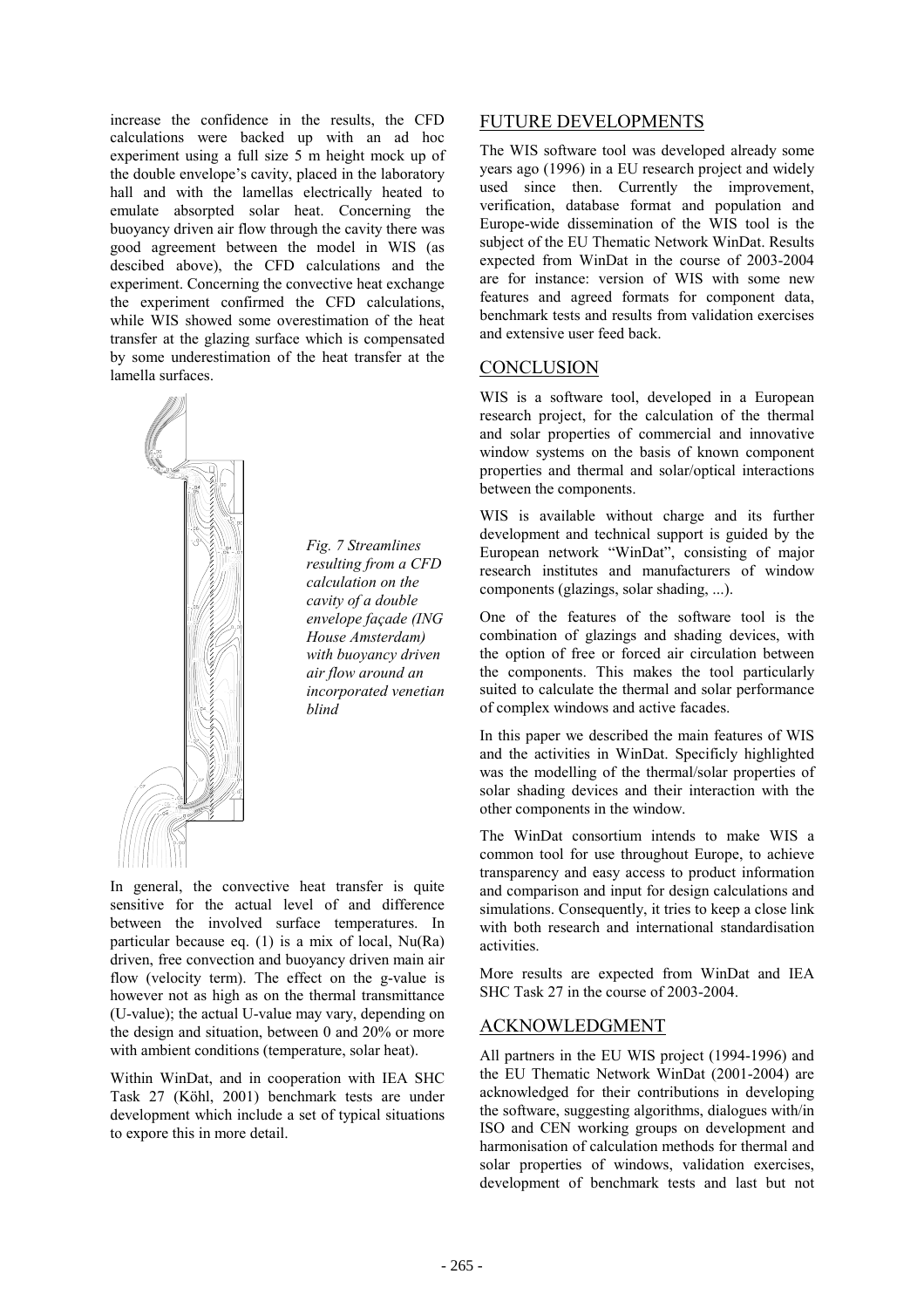increase the confidence in the results, the CFD calculations were backed up with an ad hoc experiment using a full size 5 m height mock up of the double envelope's cavity, placed in the laboratory hall and with the lamellas electrically heated to emulate absorpted solar heat. Concerning the buoyancy driven air flow through the cavity there was good agreement between the model in WIS (as descibed above), the CFD calculations and the experiment. Concerning the convective heat exchange the experiment confirmed the CFD calculations, while WIS showed some overestimation of the heat transfer at the glazing surface which is compensated by some underestimation of the heat transfer at the lamella surfaces.

*Fig. 7 Streamlines resulting from a CFD calculation on the cavity of a double envelope façade (ING House Amsterdam) with buoyancy driven air flow around an incorporated venetian blind*

In general, the convective heat transfer is quite sensitive for the actual level of and difference between the involved surface temperatures. In particular because eq. (1) is a mix of local, Nu(Ra) driven, free convection and buoyancy driven main air flow (velocity term). The effect on the g-value is however not as high as on the thermal transmittance (U-value); the actual U-value may vary, depending on the design and situation, between 0 and 20% or more with ambient conditions (temperature, solar heat).

Within WinDat, and in cooperation with IEA SHC Task 27 (Köhl, 2001) benchmark tests are under development which include a set of typical situations to expore this in more detail.

## FUTURE DEVELOPMENTS

The WIS software tool was developed already some years ago (1996) in a EU research project and widely used since then. Currently the improvement, verification, database format and population and Europe-wide dissemination of the WIS tool is the subject of the EU Thematic Network WinDat. Results expected from WinDat in the course of 2003-2004 are for instance: version of WIS with some new features and agreed formats for component data, benchmark tests and results from validation exercises and extensive user feed back.

## CONCLUSION

WIS is a software tool, developed in a European research project, for the calculation of the thermal and solar properties of commercial and innovative window systems on the basis of known component properties and thermal and solar/optical interactions between the components.

WIS is available without charge and its further development and technical support is guided by the European network "WinDat", consisting of major research institutes and manufacturers of window components (glazings, solar shading, ...).

One of the features of the software tool is the combination of glazings and shading devices, with the option of free or forced air circulation between the components. This makes the tool particularly suited to calculate the thermal and solar performance of complex windows and active facades.

In this paper we described the main features of WIS and the activities in WinDat. Specificly highlighted was the modelling of the thermal/solar properties of solar shading devices and their interaction with the other components in the window.

The WinDat consortium intends to make WIS a common tool for use throughout Europe, to achieve transparency and easy access to product information and comparison and input for design calculations and simulations. Consequently, it tries to keep a close link with both research and international standardisation activities.

More results are expected from WinDat and IEA SHC Task 27 in the course of 2003-2004.

## ACKNOWLEDGMENT

All partners in the EU WIS project (1994-1996) and the EU Thematic Network WinDat (2001-2004) are acknowledged for their contributions in developing the software, suggesting algorithms, dialogues with/in ISO and CEN working groups on development and harmonisation of calculation methods for thermal and solar properties of windows, validation exercises, development of benchmark tests and last but not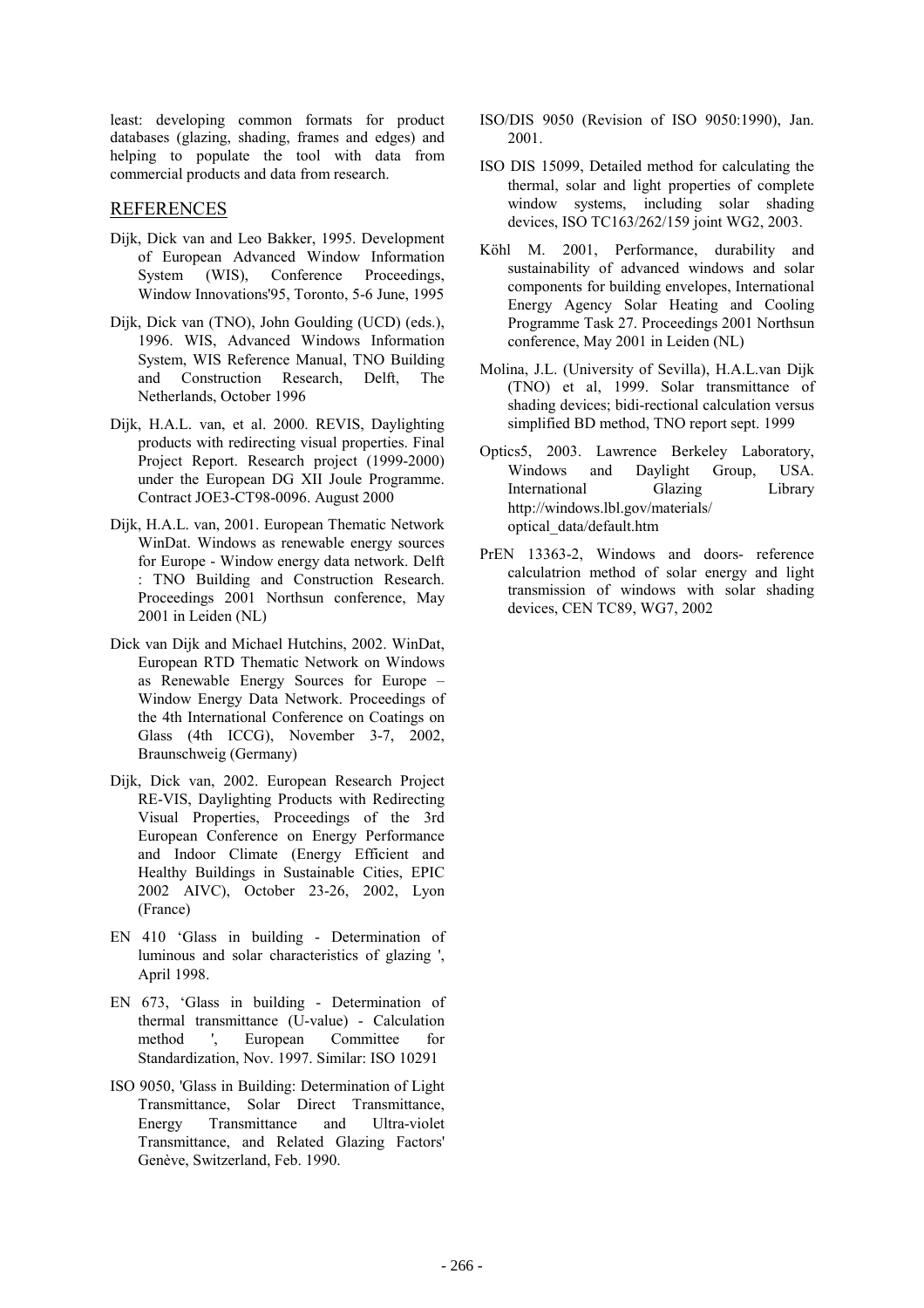least: developing common formats for product databases (glazing, shading, frames and edges) and helping to populate the tool with data from commercial products and data from research.

## REFERENCES

Dijk, Dick van and Leo Bakker, 1995. Development of European Advanced Window Information System (WIS), Conference Proceedings, Window Innovations'95, Toronto, 5-6 June, 1995

Dijk, Dick van (TNO), John Goulding (UCD) (eds.), 1996. WIS, Advanced Windows Information System, WIS Reference Manual, TNO Building and Construction Research, Delft, The Netherlands, October 1996

Dijk, H.A.L. van, et al. 2000. REVIS, Daylighting products with redirecting visual properties. Final Project Report. Research project (1999-2000) under the European DG XII Joule Programme. Contract JOE3-CT98-0096. August 2000

Dijk, H.A.L. van, 2001. European Thematic Network WinDat. Windows as renewable energy sources for Europe - Window energy data network. Delft : TNO Building and Construction Research. Proceedings 2001 Northsun conference, May 2001 in Leiden (NL)

Dick van Dijk and Michael Hutchins, 2002. WinDat, European RTD Thematic Network on Windows as Renewable Energy Sources for Europe – Window Energy Data Network. Proceedings of the 4th International Conference on Coatings on Glass (4th ICCG), November 3-7, 2002, Braunschweig (Germany)

Dijk, Dick van, 2002. European Research Project RE-VIS, Daylighting Products with Redirecting Visual Properties, Proceedings of the 3rd European Conference on Energy Performance and Indoor Climate (Energy Efficient and Healthy Buildings in Sustainable Cities, EPIC 2002 AIVC), October 23-26, 2002, Lyon (France)

EN 410 'Glass in building - Determination of luminous and solar characteristics of glazing ', April 1998.

EN 673, 'Glass in building - Determination of thermal transmittance (U-value) - Calculation method ', European Committee for Standardization, Nov. 1997. Similar: ISO 10291

ISO 9050, 'Glass in Building: Determination of Light Transmittance, Solar Direct Transmittance, Energy Transmittance and Ultra-violet Transmittance, and Related Glazing Factors' Genève, Switzerland, Feb. 1990.

ISO/DIS 9050 (Revision of ISO 9050:1990), Jan. 2001.

ISO DIS 15099, Detailed method for calculating the thermal, solar and light properties of complete window systems, including solar shading devices, ISO TC163/262/159 joint WG2, 2003.

Köhl M. 2001, Performance, durability and sustainability of advanced windows and solar components for building envelopes, International Energy Agency Solar Heating and Cooling Programme Task 27. Proceedings 2001 Northsun conference, May 2001 in Leiden (NL)

Molina, J.L. (University of Sevilla), H.A.L.van Dijk (TNO) et al, 1999. Solar transmittance of shading devices; bidi-rectional calculation versus simplified BD method, TNO report sept. 1999

Optics5, 2003. Lawrence Berkeley Laboratory, Windows and Daylight Group, USA. International Glazing Library http://windows.lbl.gov/materials/optical_data/default.htm

PrEN 13363-2, Windows and doors- reference calculatrion method of solar energy and light transmission of windows with solar shading devices, CEN TC89, WG7, 2002